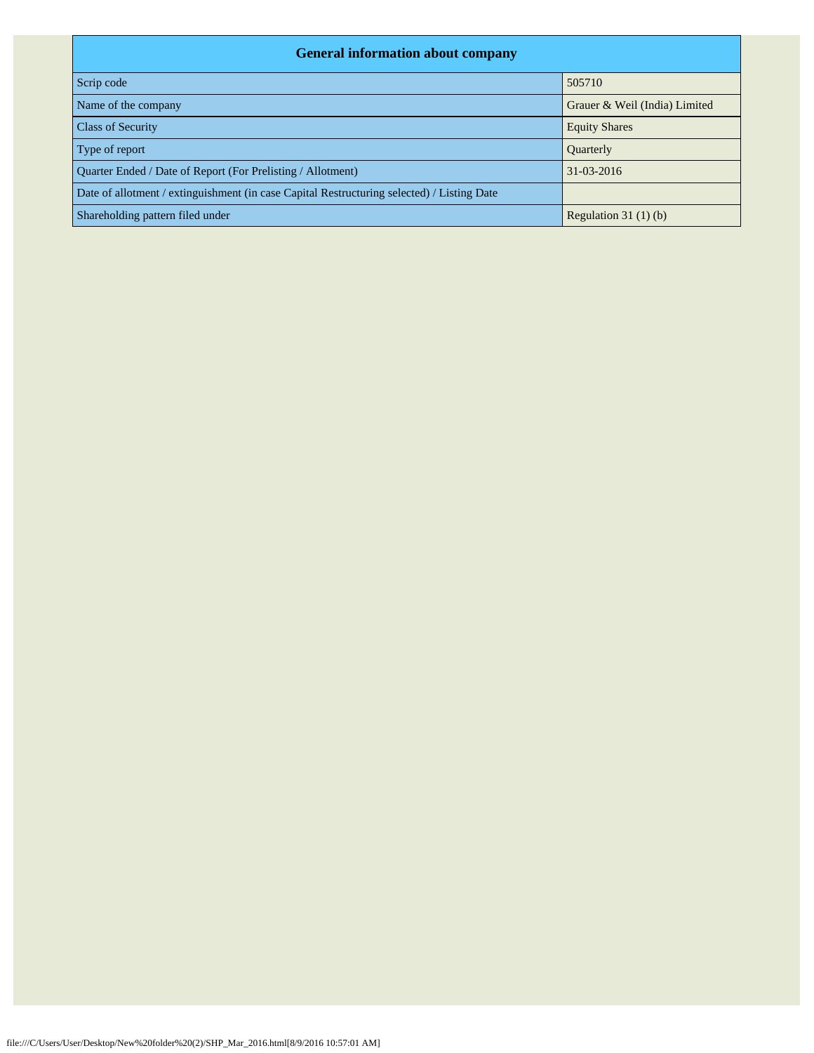| General information about company | |
|---|---|
| Scrip code | 505710 |
| Name of the company | Grauer & Weil (India) Limited |
| Class of Security | Equity Shares |
| Type of report | Quarterly |
| Quarter Ended / Date of Report (For Prelisting / Allotment) | 31-03-2016 |
| Date of allotment / extinguishment (in case Capital Restructuring selected) / Listing Date | |
| Shareholding pattern filed under | Regulation 31 (1) (b) |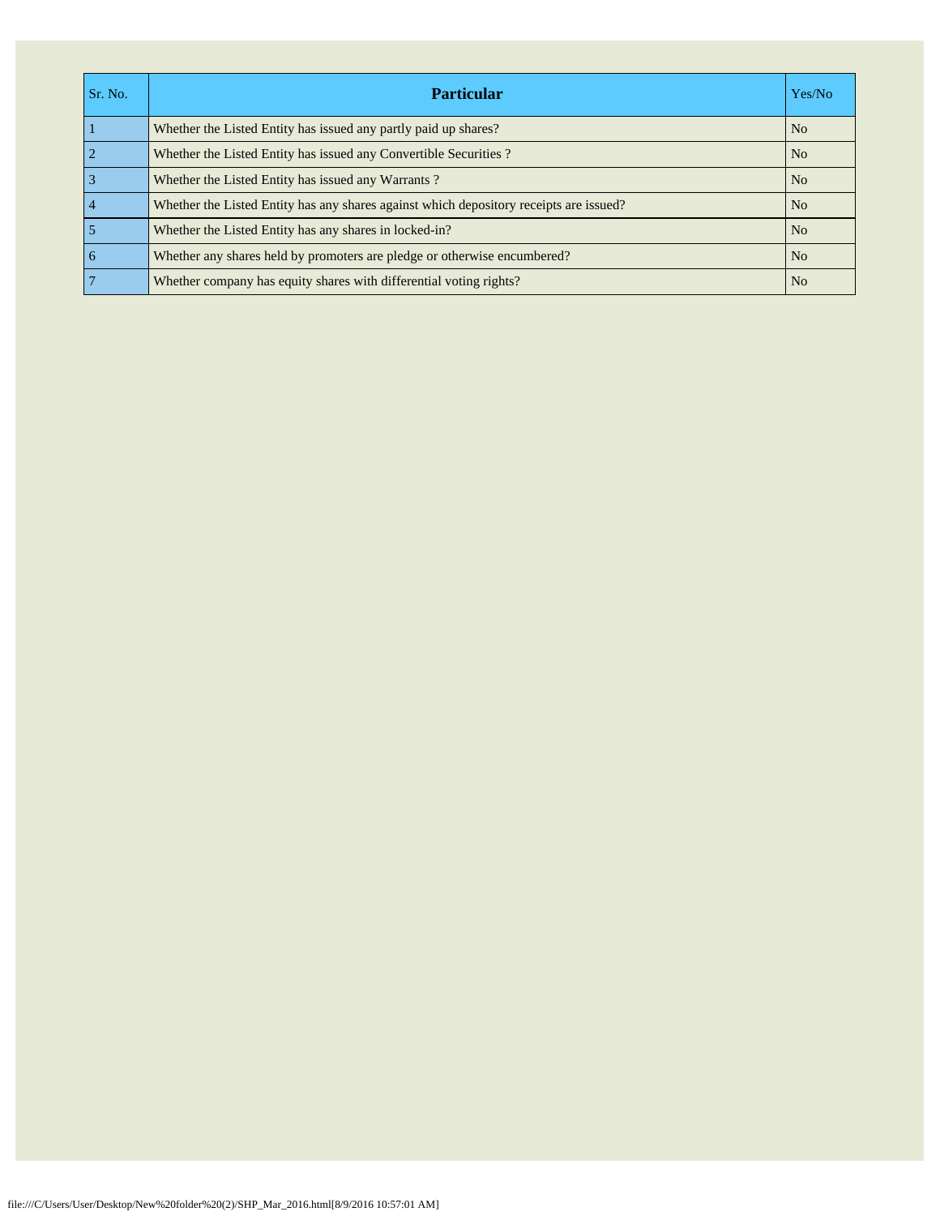| Sr. No. | Particular | Yes/No |
|---|---|---|
| 1 | Whether the Listed Entity has issued any partly paid up shares? | No |
| 2 | Whether the Listed Entity has issued any Convertible Securities ? | No |
| 3 | Whether the Listed Entity has issued any Warrants ? | No |
| 4 | Whether the Listed Entity has any shares against which depository receipts are issued? | No |
| 5 | Whether the Listed Entity has any shares in locked-in? | No |
| 6 | Whether any shares held by promoters are pledge or otherwise encumbered? | No |
| 7 | Whether company has equity shares with differential voting rights? | No |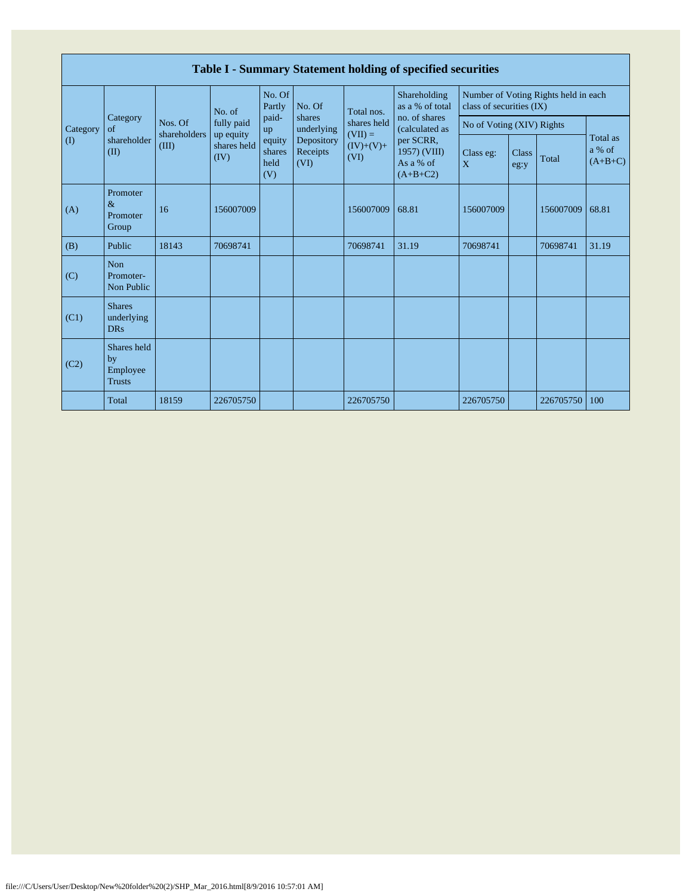## Table I - Summary Statement holding of specified securities

| Category (I) | Category of shareholder (II) | Nos. Of shareholders (III) | No. of fully paid up equity shares held (IV) | No. Of Partly paid-up equity shares held (V) | No. Of shares underlying Depository Receipts (VI) | Total nos. shares held (VII) = (IV)+(V)+ (VI) | Shareholding as a % of total no. of shares (calculated as per SCRR, 1957) (VIII) As a % of (A+B+C2) | Number of Voting Rights held in each class of securities (IX) | | | |
|---|---|---|---|---|---|---|---|---|---|---|---|
| | | | | | | | | No of Voting (XIV) Rights | | | Total as a % of (A+B+C) |
| | | | | | | | | Class eg: X | Class eg:y | Total | |
| (A) | Promoter & Promoter Group | 16 | 156007009 | | | 156007009 | 68.81 | 156007009 | | 156007009 | 68.81 |
| (B) | Public | 18143 | 70698741 | | | 70698741 | 31.19 | 70698741 | | 70698741 | 31.19 |
| (C) | Non Promoter- Non Public | | | | | | | | | | |
| (C1) | Shares underlying DRs | | | | | | | | | | |
| (C2) | Shares held by Employee Trusts | | | | | | | | | | |
| | Total | 18159 | 226705750 | | | 226705750 | | 226705750 | | 226705750 | 100 |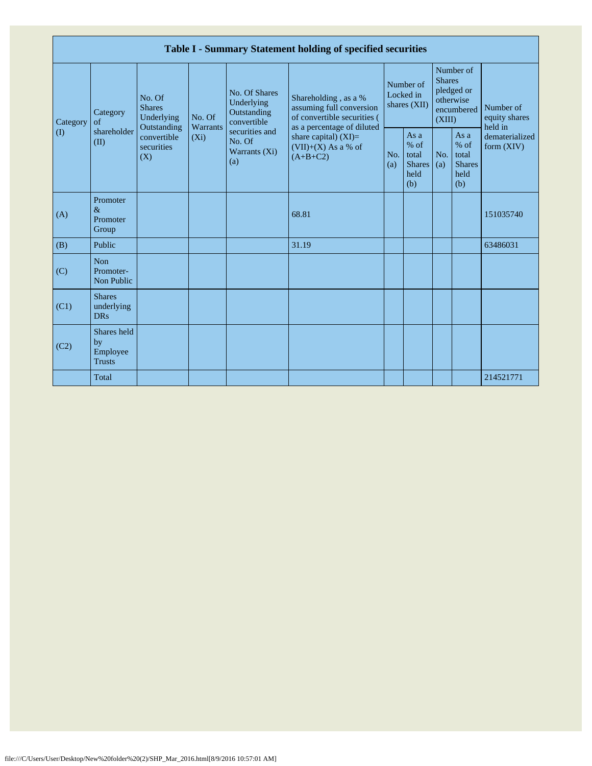| Table I - Summary Statement holding of specified securities | | | | | | | | | | |
|---|---|---|---|---|---|---|---|---|---|---|
| Category (I) | Category of shareholder (II) | No. Of Shares Underlying Outstanding convertible securities (X) | No. Of Warrants (Xi) | No. Of Shares Underlying Outstanding convertible securities and No. Of Warrants (Xi) (a) | Shareholding , as a % assuming full conversion of convertible securities ( as a percentage of diluted share capital) (XI)= (VII)+(X) As a % of (A+B+C2) | Number of Locked in shares (XII) | | Number of Shares pledged or otherwise encumbered (XIII) | | Number of equity shares held in dematerialized form (XIV) |
| | | | | | | No. (a) | As a % of total Shares held (b) | No. (a) | As a % of total Shares held (b) | |
| (A) | Promoter & Promoter Group | | | | 68.81 | | | | | 151035740 |
| (B) | Public | | | | 31.19 | | | | | 63486031 |
| (C) | Non Promoter- Non Public | | | | | | | | | |
| (C1) | Shares underlying DRs | | | | | | | | | |
| (C2) | Shares held by Employee Trusts | | | | | | | | | |
| | Total | | | | | | | | | 214521771 |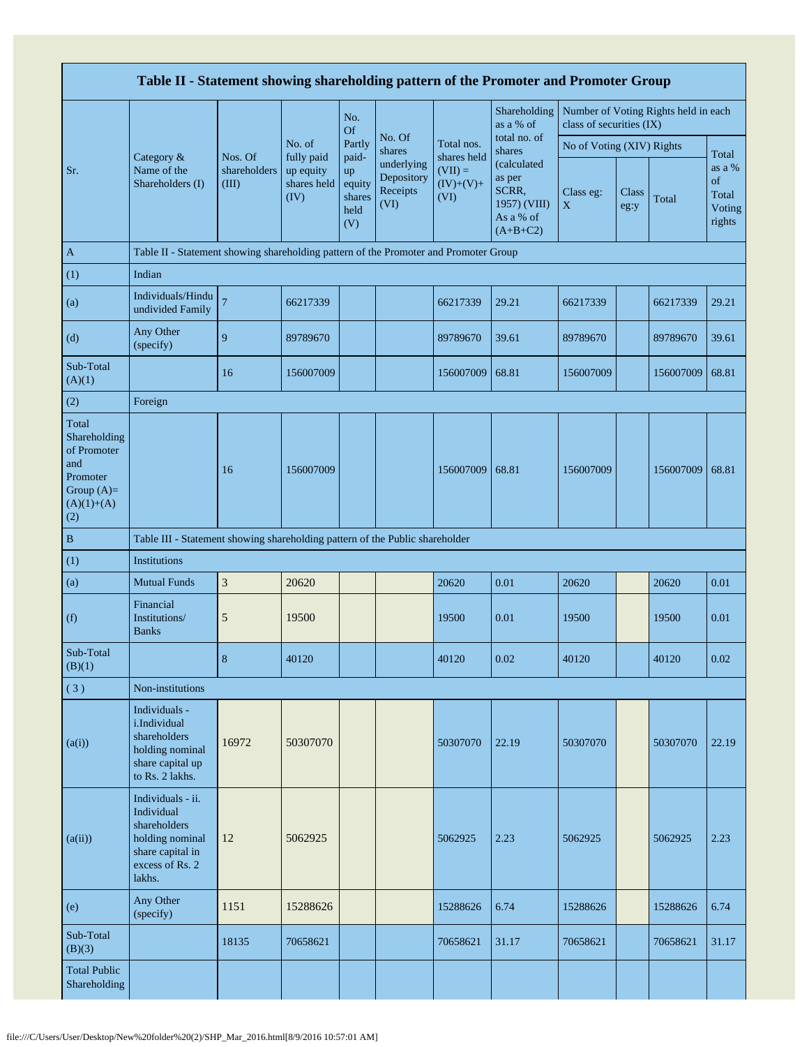| Table II - Statement showing shareholding pattern of the Promoter and Promoter Group | | | | | | | | | | | | |
|---|---|---|---|---|---|---|---|---|---|---|---|---|
| Sr. | Category & Name of the Shareholders (I) | Nos. Of shareholders (III) | No. of fully paid up equity shares held (IV) | No. Of Partly paid-up equity shares held (V) | No. Of shares underlying Depository Receipts (VI) | Total nos. shares held (VII) = (IV)+(V)+ (VI) | Shareholding as a % of total no. of shares (calculated as per SCRR, 1957) (VIII) As a % of (A+B+C2) | Number of Voting Rights held in each class of securities (IX) | | | |
| | | | | | | | | No of Voting (XIV) Rights | | | Total as a % of Total Voting rights |
| | | | | | | | | Class eg: X | Class eg:y | Total | |
| A | Table II - Statement showing shareholding pattern of the Promoter and Promoter Group | | | | | | | | | | |
| (1) | Indian | | | | | | | | | | |
| (a) | Individuals/Hindu undivided Family | 7 | 66217339 | | | 66217339 | 29.21 | 66217339 | | 66217339 | 29.21 |
| (d) | Any Other (specify) | 9 | 89789670 | | | 89789670 | 39.61 | 89789670 | | 89789670 | 39.61 |
| Sub-Total (A)(1) | | 16 | 156007009 | | | 156007009 | 68.81 | 156007009 | | 156007009 | 68.81 |
| (2) | Foreign | | | | | | | | | | |
| Total Shareholding of Promoter and Promoter Group (A)=(A)(1)+(A)(2) | | 16 | 156007009 | | | 156007009 | 68.81 | 156007009 | | 156007009 | 68.81 |
| B | Table III - Statement showing shareholding pattern of the Public shareholder | | | | | | | | | | |
| (1) | Institutions | | | | | | | | | | |
| (a) | Mutual Funds | 3 | 20620 | | | 20620 | 0.01 | 20620 | | 20620 | 0.01 |
| (f) | Financial Institutions/ Banks | 5 | 19500 | | | 19500 | 0.01 | 19500 | | 19500 | 0.01 |
| Sub-Total (B)(1) | | 8 | 40120 | | | 40120 | 0.02 | 40120 | | 40120 | 0.02 |
| (3) | Non-institutions | | | | | | | | | | |
| (a(i)) | Individuals - i.Individual shareholders holding nominal share capital up to Rs. 2 lakhs. | 16972 | 50307070 | | | 50307070 | 22.19 | 50307070 | | 50307070 | 22.19 |
| (a(ii)) | Individuals - ii. Individual shareholders holding nominal share capital in excess of Rs. 2 lakhs. | 12 | 5062925 | | | 5062925 | 2.23 | 5062925 | | 5062925 | 2.23 |
| (e) | Any Other (specify) | 1151 | 15288626 | | | 15288626 | 6.74 | 15288626 | | 15288626 | 6.74 |
| Sub-Total (B)(3) | | 18135 | 70658621 | | | 70658621 | 31.17 | 70658621 | | 70658621 | 31.17 |
| Total Public Shareholding | | | | | | | | | | | |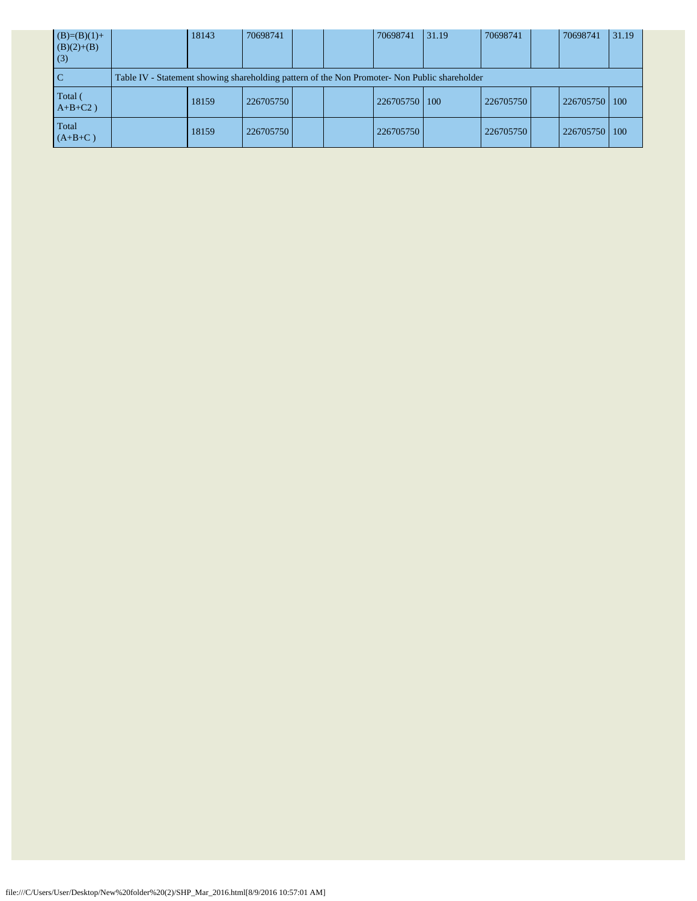| | | | | | | | | | | | |
|---|---|---|---|---|---|---|---|---|---|---|---|
| (B)=(B)(1)+(B)(2)+(B)(3) | | 18143 | 70698741 | | | 70698741 | 31.19 | 70698741 | | 70698741 | 31.19 |
| C | Table IV - Statement showing shareholding pattern of the Non Promoter- Non Public shareholder | | | | | | | | | | |
| Total ( A+B+C2 ) | | 18159 | 226705750 | | | 226705750 | 100 | 226705750 | | 226705750 | 100 |
| Total (A+B+C ) | | 18159 | 226705750 | | | 226705750 | | 226705750 | | 226705750 | 100 |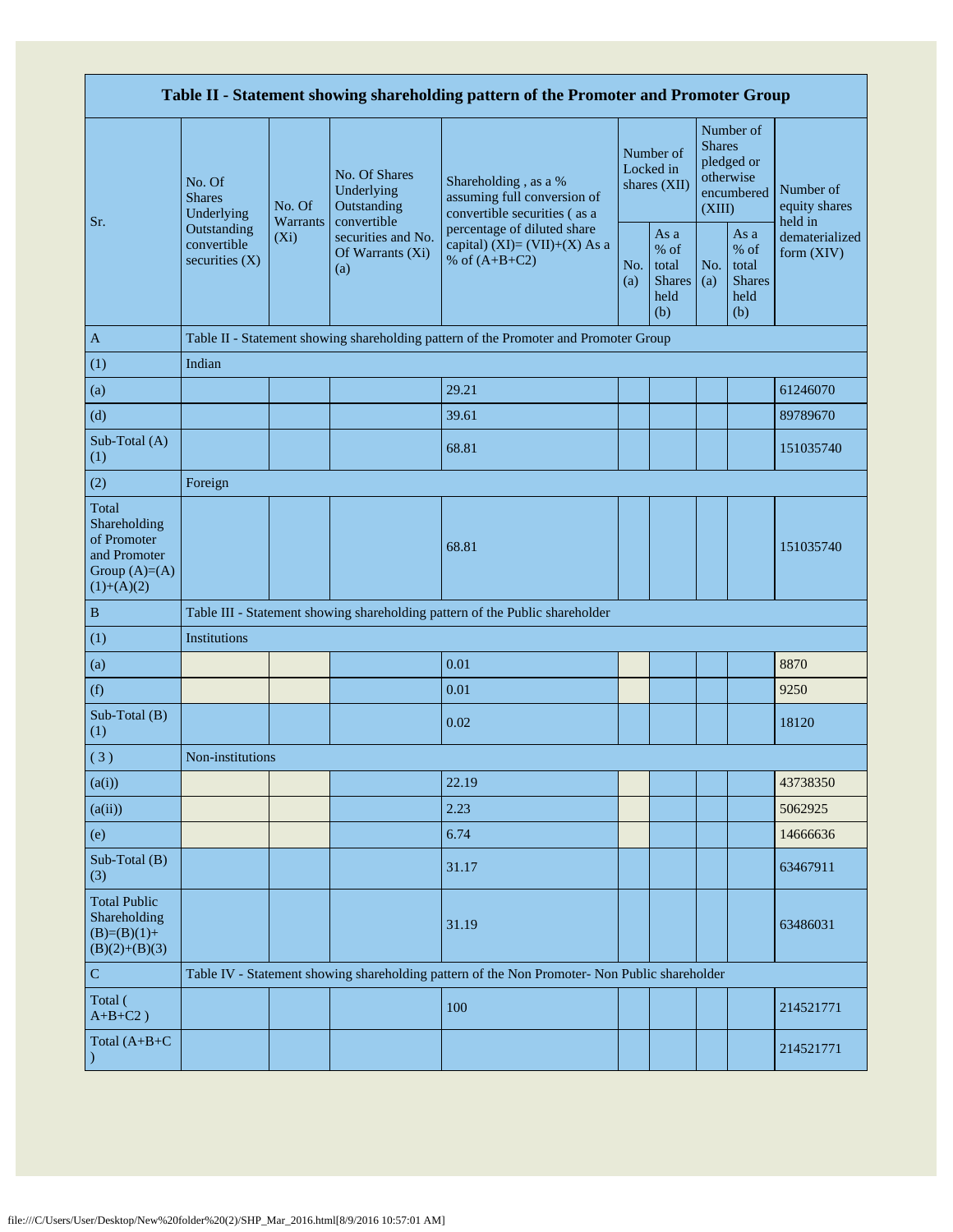| Table II - Statement showing shareholding pattern of the Promoter and Promoter Group | | | | | | | | | |
|---|---|---|---|---|---|---|---|---|---|
| Sr. | No. Of Shares Underlying Outstanding convertible securities (X) | No. Of Warrants (Xi) | No. Of Shares Underlying Outstanding convertible securities and No. Of Warrants (Xi) (a) | Shareholding , as a % assuming full conversion of convertible securities ( as a percentage of diluted share capital) (XI)= (VII)+(X) As a % of (A+B+C2) | Number of Locked in shares (XII) | | Number of Shares pledged or otherwise encumbered (XIII) | | Number of equity shares held in dematerialized form (XIV) |
| | | | | | No. (a) | As a % of total Shares held (b) | No. (a) | As a % of total Shares held (b) | |
| A | Table II - Statement showing shareholding pattern of the Promoter and Promoter Group | | | | | | | | |
| (1) | Indian | | | | | | | | |
| (a) | | | | 29.21 | | | | | 61246070 |
| (d) | | | | 39.61 | | | | | 89789670 |
| Sub-Total (A) (1) | | | | 68.81 | | | | | 151035740 |
| (2) | Foreign | | | | | | | | |
| Total Shareholding of Promoter and Promoter Group (A)=(A)(1)+(A)(2) | | | | 68.81 | | | | | 151035740 |
| B | Table III - Statement showing shareholding pattern of the Public shareholder | | | | | | | | |
| (1) | Institutions | | | | | | | | |
| (a) | | | | 0.01 | | | | | 8870 |
| (f) | | | | 0.01 | | | | | 9250 |
| Sub-Total (B) (1) | | | | 0.02 | | | | | 18120 |
| ( 3 ) | Non-institutions | | | | | | | | |
| (a(i)) | | | | 22.19 | | | | | 43738350 |
| (a(ii)) | | | | 2.23 | | | | | 5062925 |
| (e) | | | | 6.74 | | | | | 14666636 |
| Sub-Total (B) (3) | | | | 31.17 | | | | | 63467911 |
| Total Public Shareholding (B)=(B)(1)+(B)(2)+(B)(3) | | | | 31.19 | | | | | 63486031 |
| C | Table IV - Statement showing shareholding pattern of the Non Promoter- Non Public shareholder | | | | | | | | |
| Total ( A+B+C2 ) | | | | 100 | | | | | 214521771 |
| Total (A+B+C ) | | | | | | | | | 214521771 |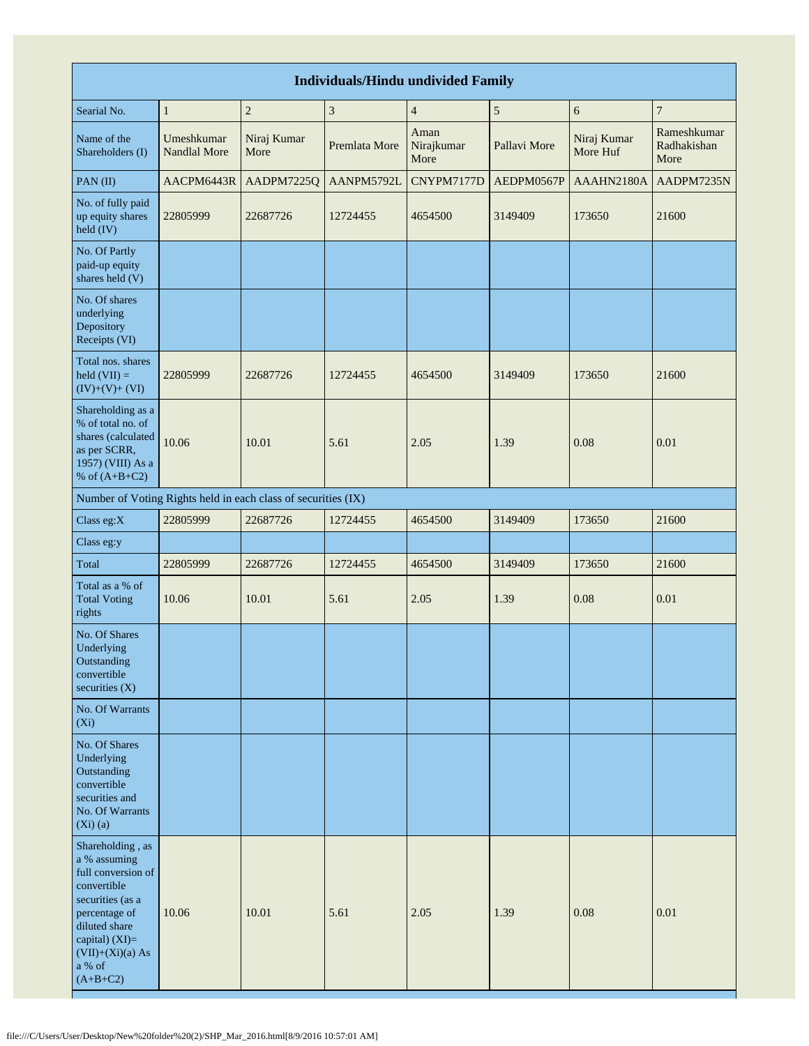| Individuals/Hindu undivided Family | | | | | | | |
|---|---|---|---|---|---|---|---|
| Searial No. | 1 | 2 | 3 | 4 | 5 | 6 | 7 |
| Name of the Shareholders (I) | Umeshkumar Nandlal More | Niraj Kumar More | Premlata More | Aman Nirajkumar More | Pallavi More | Niraj Kumar More Huf | Rameshkumar Radhakishan More |
| PAN (II) | AACPM6443R | AADPM7225Q | AANPM5792L | CNYPM7177D | AEDPM0567P | AAAHN2180A | AADPM7235N |
| No. of fully paid up equity shares held (IV) | 22805999 | 22687726 | 12724455 | 4654500 | 3149409 | 173650 | 21600 |
| No. Of Partly paid-up equity shares held (V) | | | | | | | |
| No. Of shares underlying Depository Receipts (VI) | | | | | | | |
| Total nos. shares held (VII) = (IV)+(V)+ (VI) | 22805999 | 22687726 | 12724455 | 4654500 | 3149409 | 173650 | 21600 |
| Shareholding as a % of total no. of shares (calculated as per SCRR, 1957) (VIII) As a % of (A+B+C2) | 10.06 | 10.01 | 5.61 | 2.05 | 1.39 | 0.08 | 0.01 |
| Number of Voting Rights held in each class of securities (IX) | | | | | | | |
| Class eg:X | 22805999 | 22687726 | 12724455 | 4654500 | 3149409 | 173650 | 21600 |
| Class eg:y | | | | | | | |
| Total | 22805999 | 22687726 | 12724455 | 4654500 | 3149409 | 173650 | 21600 |
| Total as a % of Total Voting rights | 10.06 | 10.01 | 5.61 | 2.05 | 1.39 | 0.08 | 0.01 |
| No. Of Shares Underlying Outstanding convertible securities (X) | | | | | | | |
| No. Of Warrants (Xi) | | | | | | | |
| No. Of Shares Underlying Outstanding convertible securities and No. Of Warrants (Xi) (a) | | | | | | | |
| Shareholding , as a % assuming full conversion of convertible securities (as a percentage of diluted share capital) (XI)= (VII)+(Xi)(a) As a % of (A+B+C2) | 10.06 | 10.01 | 5.61 | 2.05 | 1.39 | 0.08 | 0.01 |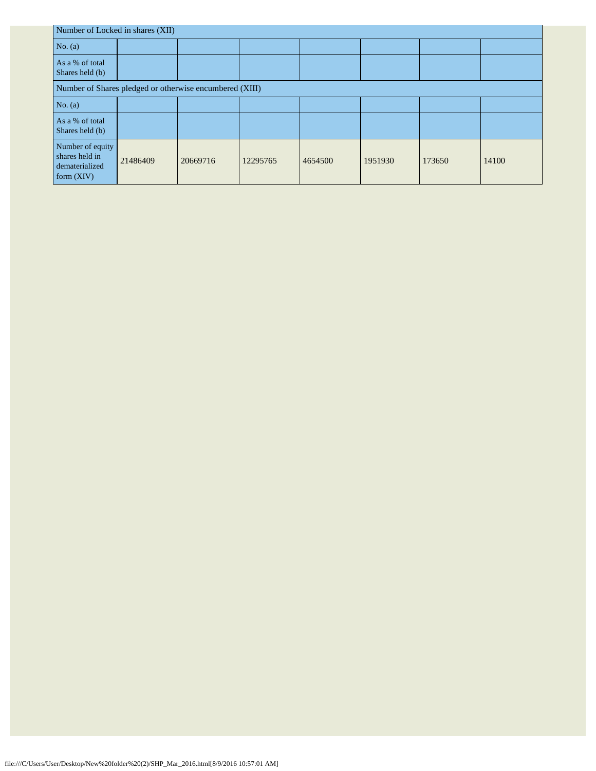| Number of Locked in shares (XII) | | | | | | | |
|---|---|---|---|---|---|---|---|
| No. (a) | | | | | | | |
| As a % of total Shares held (b) | | | | | | | |
| Number of Shares pledged or otherwise encumbered (XIII) | | | | | | | |
| No. (a) | | | | | | | |
| As a % of total Shares held (b) | | | | | | | |
| Number of equity shares held in dematerialized form (XIV) | 21486409 | 20669716 | 12295765 | 4654500 | 1951930 | 173650 | 14100 |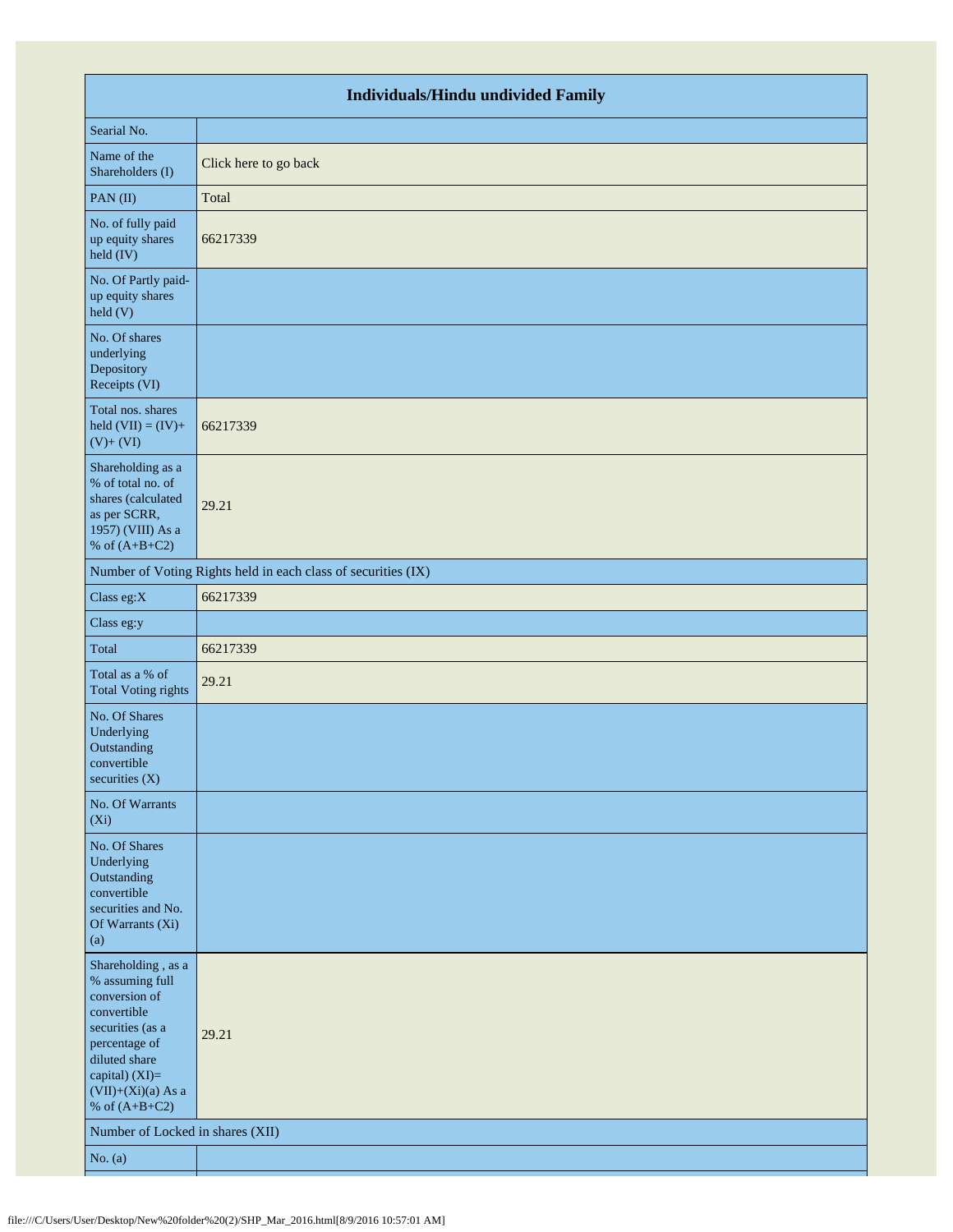| Individuals/Hindu undivided Family | |
|---|---|
| Searial No. | |
| Name of the Shareholders (I) | Click here to go back |
| PAN (II) | Total |
| No. of fully paid up equity shares held (IV) | 66217339 |
| No. Of Partly paid-up equity shares held (V) | |
| No. Of shares underlying Depository Receipts (VI) | |
| Total nos. shares held (VII) = (IV)+(V)+ (VI) | 66217339 |
| Shareholding as a % of total no. of shares (calculated as per SCRR, 1957) (VIII) As a % of (A+B+C2) | 29.21 |
| Number of Voting Rights held in each class of securities (IX) | |
| Class eg:X | 66217339 |
| Class eg:y | |
| Total | 66217339 |
| Total as a % of Total Voting rights | 29.21 |
| No. Of Shares Underlying Outstanding convertible securities (X) | |
| No. Of Warrants (Xi) | |
| No. Of Shares Underlying Outstanding convertible securities and No. Of Warrants (Xi) (a) | |
| Shareholding , as a % assuming full conversion of convertible securities (as a percentage of diluted share capital) (XI)= (VII)+(Xi)(a) As a % of (A+B+C2) | 29.21 |
| Number of Locked in shares (XII) | |
| No. (a) | |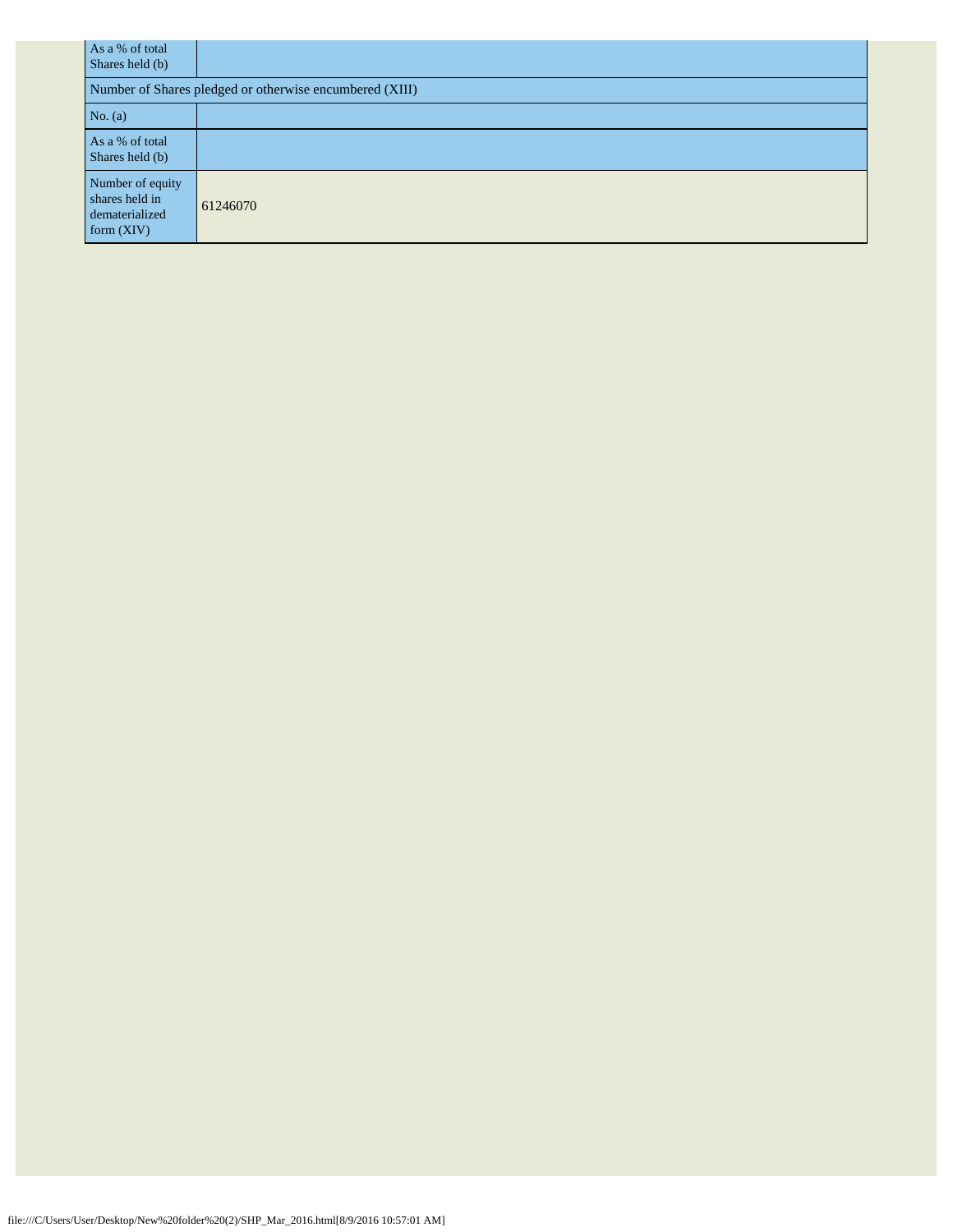| As a % of total Shares held (b) | |
|---|---|
| Number of Shares pledged or otherwise encumbered (XIII) | |
| No. (a) | |
| As a % of total Shares held (b) | |
| Number of equity shares held in dematerialized form (XIV) | 61246070 |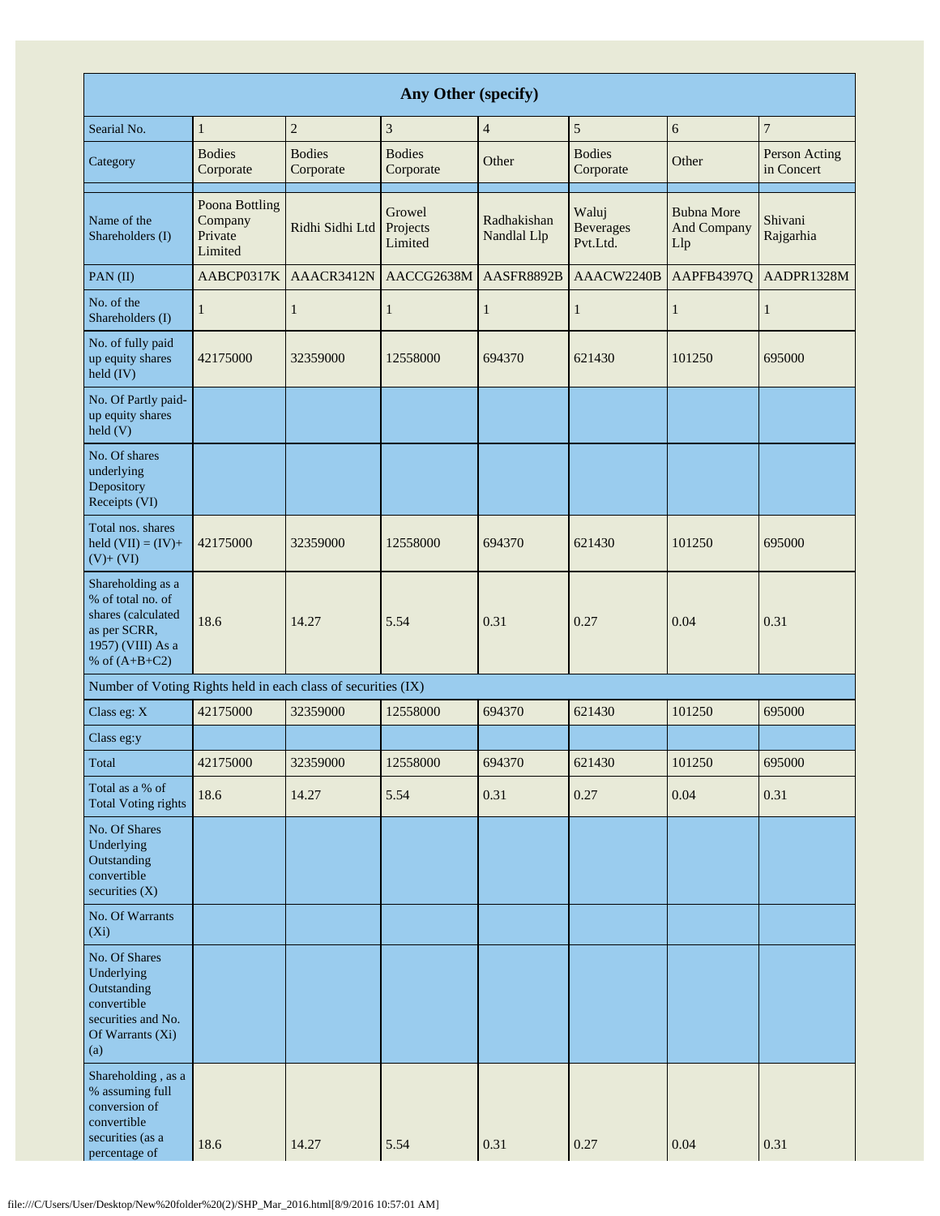| Any Other (specify) | | | | | | | |
|---|---|---|---|---|---|---|---|
| Searial No. | 1 | 2 | 3 | 4 | 5 | 6 | 7 |
| Category | Bodies Corporate | Bodies Corporate | Bodies Corporate | Other | Bodies Corporate | Other | Person Acting in Concert |
| Name of the Shareholders (I) | Poona Bottling Company Private Limited | Ridhi Sidhi Ltd | Growel Projects Limited | Radhakishan Nandlal Llp | Waluj Beverages Pvt.Ltd. | Bubna More And Company Llp | Shivani Rajgarhia |
| PAN (II) | AABCP0317K | AAACR3412N | AACCG2638M | AASFR8892B | AAACW2240B | AAPFB4397Q | AADPR1328M |
| No. of the Shareholders (I) | 1 | 1 | 1 | 1 | 1 | 1 | 1 |
| No. of fully paid up equity shares held (IV) | 42175000 | 32359000 | 12558000 | 694370 | 621430 | 101250 | 695000 |
| No. Of Partly paid-up equity shares held (V) | | | | | | | |
| No. Of shares underlying Depository Receipts (VI) | | | | | | | |
| Total nos. shares held (VII) = (IV)+ (V)+ (VI) | 42175000 | 32359000 | 12558000 | 694370 | 621430 | 101250 | 695000 |
| Shareholding as a % of total no. of shares (calculated as per SCRR, 1957) (VIII) As a % of (A+B+C2) | 18.6 | 14.27 | 5.54 | 0.31 | 0.27 | 0.04 | 0.31 |
| Number of Voting Rights held in each class of securities (IX) | | | | | | | |
| Class eg: X | 42175000 | 32359000 | 12558000 | 694370 | 621430 | 101250 | 695000 |
| Class eg:y | | | | | | | |
| Total | 42175000 | 32359000 | 12558000 | 694370 | 621430 | 101250 | 695000 |
| Total as a % of Total Voting rights | 18.6 | 14.27 | 5.54 | 0.31 | 0.27 | 0.04 | 0.31 |
| No. Of Shares Underlying Outstanding convertible securities (X) | | | | | | | |
| No. Of Warrants (Xi) | | | | | | | |
| No. Of Shares Underlying Outstanding convertible securities and No. Of Warrants (Xi) (a) | | | | | | | |
| Shareholding , as a % assuming full conversion of convertible securities (as a percentage of | 18.6 | 14.27 | 5.54 | 0.31 | 0.27 | 0.04 | 0.31 |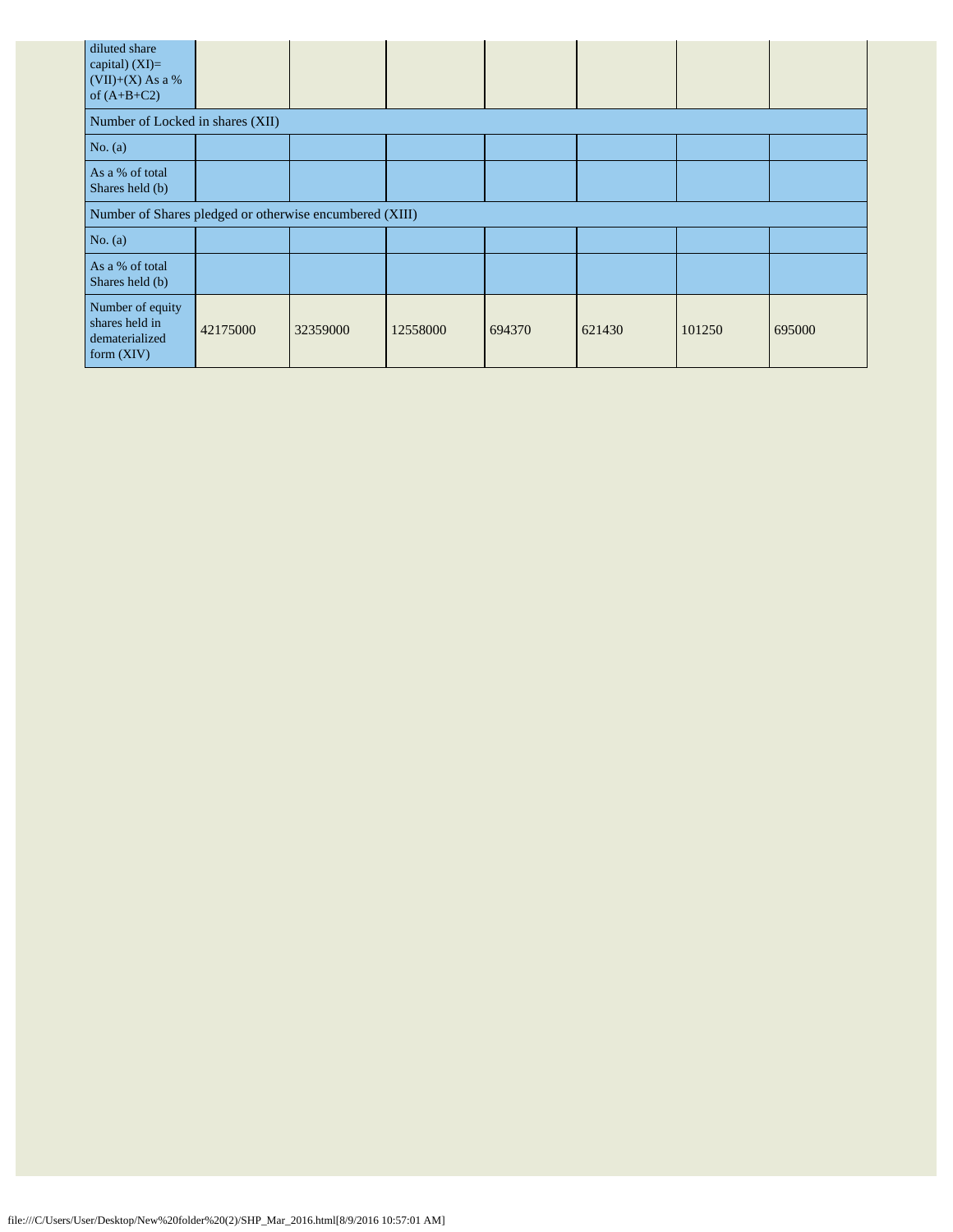| diluted share capital) (XI)= (VII)+(X) As a % of (A+B+C2) | | | | | | | |
|---|---|---|---|---|---|---|---|
| Number of Locked in shares (XII) | | | | | | | |
| No. (a) | | | | | | | |
| As a % of total Shares held (b) | | | | | | | |
| Number of Shares pledged or otherwise encumbered (XIII) | | | | | | | |
| No. (a) | | | | | | | |
| As a % of total Shares held (b) | | | | | | | |
| Number of equity shares held in dematerialized form (XIV) | 42175000 | 32359000 | 12558000 | 694370 | 621430 | 101250 | 695000 |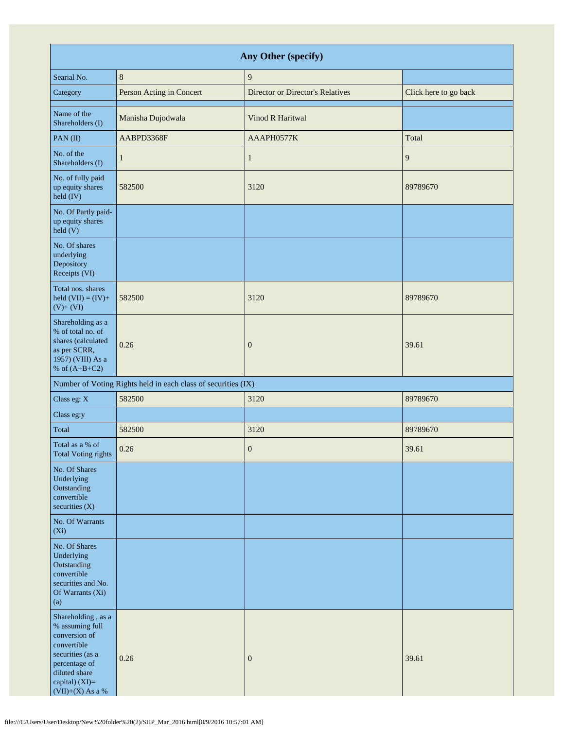| Any Other (specify) | | | |
|---|---|---|---|
| Searial No. | 8 | 9 | |
| Category | Person Acting in Concert | Director or Director's Relatives | Click here to go back |
| Name of the Shareholders (I) | Manisha Dujodwala | Vinod R Haritwal | |
| PAN (II) | AABPD3368F | AAAPH0577K | Total |
| No. of the Shareholders (I) | 1 | 1 | 9 |
| No. of fully paid up equity shares held (IV) | 582500 | 3120 | 89789670 |
| No. Of Partly paid-up equity shares held (V) | | | |
| No. Of shares underlying Depository Receipts (VI) | | | |
| Total nos. shares held (VII) = (IV)+ (V)+ (VI) | 582500 | 3120 | 89789670 |
| Shareholding as a % of total no. of shares (calculated as per SCRR, 1957) (VIII) As a % of (A+B+C2) | 0.26 | 0 | 39.61 |
| Number of Voting Rights held in each class of securities (IX) | | | |
| Class eg: X | 582500 | 3120 | 89789670 |
| Class eg:y | | | |
| Total | 582500 | 3120 | 89789670 |
| Total as a % of Total Voting rights | 0.26 | 0 | 39.61 |
| No. Of Shares Underlying Outstanding convertible securities (X) | | | |
| No. Of Warrants (Xi) | | | |
| No. Of Shares Underlying Outstanding convertible securities and No. Of Warrants (Xi) (a) | | | |
| Shareholding , as a % assuming full conversion of convertible securities (as a percentage of diluted share capital) (XI)= (VII)+(X) As a % | 0.26 | 0 | 39.61 |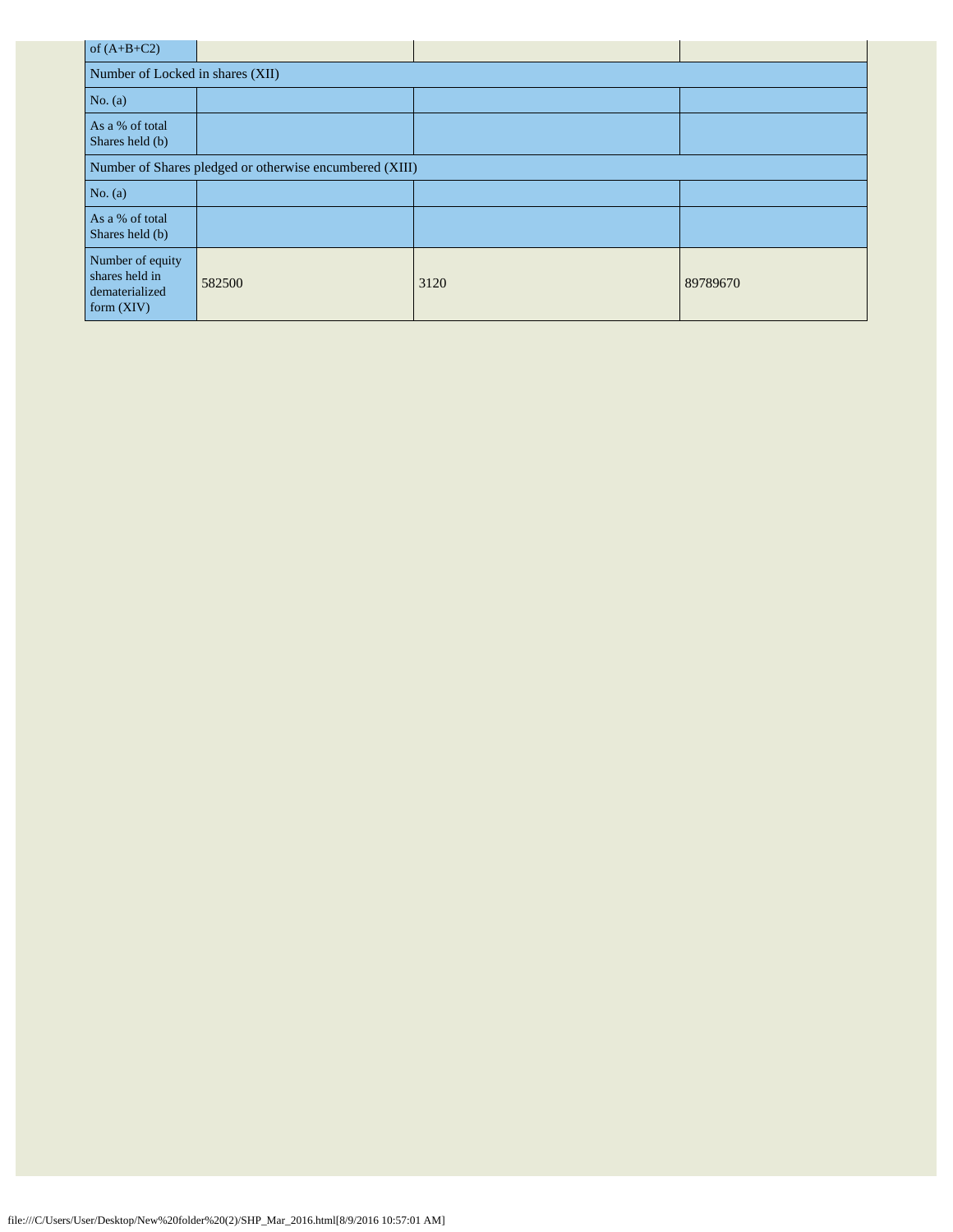| of (A+B+C2) | | | |
|---|---|---|---|
| Number of Locked in shares (XII) | | | |
| No. (a) | | | |
| As a % of total Shares held (b) | | | |
| Number of Shares pledged or otherwise encumbered (XIII) | | | |
| No. (a) | | | |
| As a % of total Shares held (b) | | | |
| Number of equity shares held in dematerialized form (XIV) | 582500 | 3120 | 89789670 |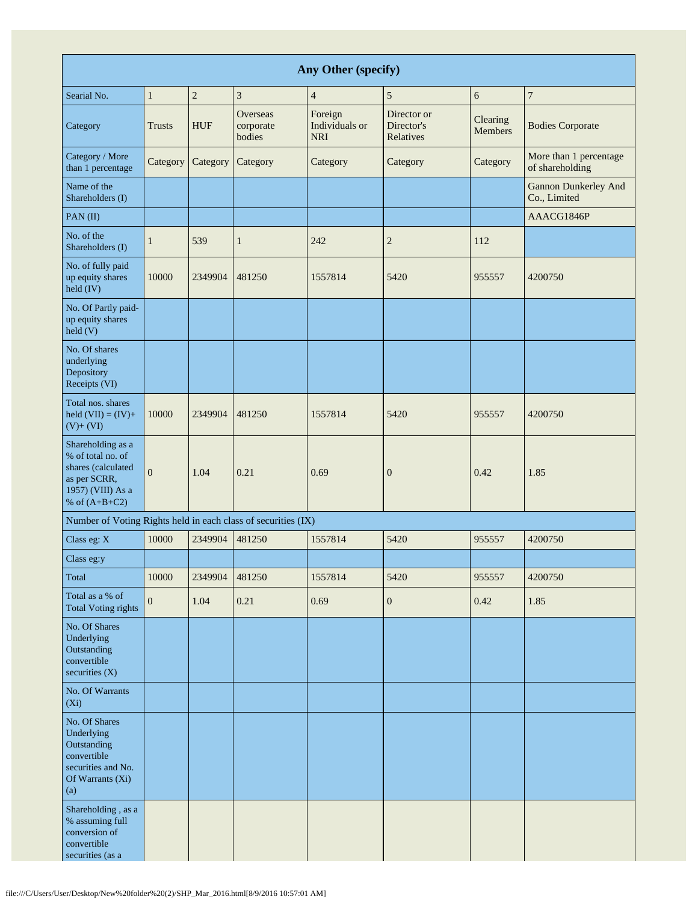| Any Other (specify) | | | | | | | |
|---|---|---|---|---|---|---|---|
| Searial No. | 1 | 2 | 3 | 4 | 5 | 6 | 7 |
| Category | Trusts | HUF | Overseas corporate bodies | Foreign Individuals or NRI | Director or Director's Relatives | Clearing Members | Bodies Corporate |
| Category / More than 1 percentage | Category | Category | Category | Category | Category | Category | More than 1 percentage of shareholding |
| Name of the Shareholders (I) | | | | | | | Gannon Dunkerley And Co., Limited |
| PAN (II) | | | | | | | AAACG1846P |
| No. of the Shareholders (I) | 1 | 539 | 1 | 242 | 2 | 112 | |
| No. of fully paid up equity shares held (IV) | 10000 | 2349904 | 481250 | 1557814 | 5420 | 955557 | 4200750 |
| No. Of Partly paid-up equity shares held (V) | | | | | | | |
| No. Of shares underlying Depository Receipts (VI) | | | | | | | |
| Total nos. shares held (VII) = (IV)+ (V)+ (VI) | 10000 | 2349904 | 481250 | 1557814 | 5420 | 955557 | 4200750 |
| Shareholding as a % of total no. of shares (calculated as per SCRR, 1957) (VIII) As a % of (A+B+C2) | 0 | 1.04 | 0.21 | 0.69 | 0 | 0.42 | 1.85 |
| Number of Voting Rights held in each class of securities (IX) | | | | | | | |
| Class eg: X | 10000 | 2349904 | 481250 | 1557814 | 5420 | 955557 | 4200750 |
| Class eg:y | | | | | | | |
| Total | 10000 | 2349904 | 481250 | 1557814 | 5420 | 955557 | 4200750 |
| Total as a % of Total Voting rights | 0 | 1.04 | 0.21 | 0.69 | 0 | 0.42 | 1.85 |
| No. Of Shares Underlying Outstanding convertible securities (X) | | | | | | | |
| No. Of Warrants (Xi) | | | | | | | |
| No. Of Shares Underlying Outstanding convertible securities and No. Of Warrants (Xi) (a) | | | | | | | |
| Shareholding , as a % assuming full conversion of convertible securities (as a | | | | | | | |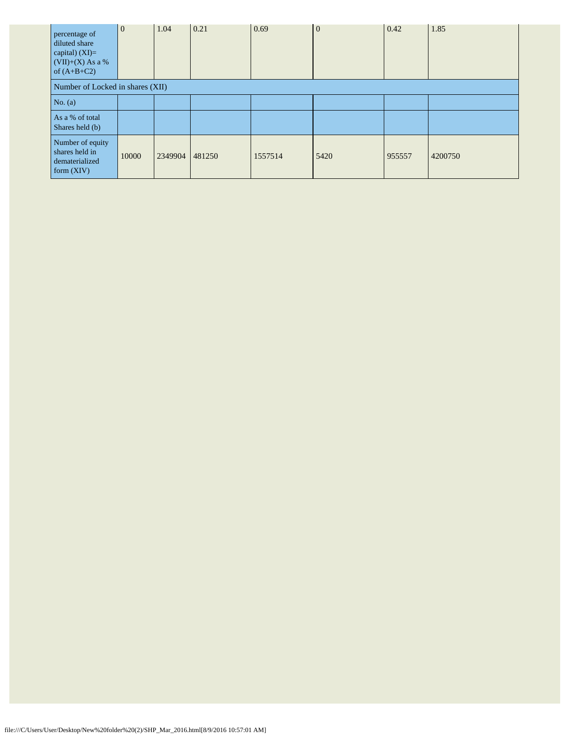| percentage of diluted share capital) (XI)= (VII)+(X) As a % of (A+B+C2) | 0 | 1.04 | 0.21 | 0.69 | 0 | 0.42 | 1.85 |
|---|---|---|---|---|---|---|---|
| Number of Locked in shares (XII) | | | | | | | |
| No. (a) | | | | | | | |
| As a % of total Shares held (b) | | | | | | | |
| Number of equity shares held in dematerialized form (XIV) | 10000 | 2349904 | 481250 | 1557514 | 5420 | 955557 | 4200750 |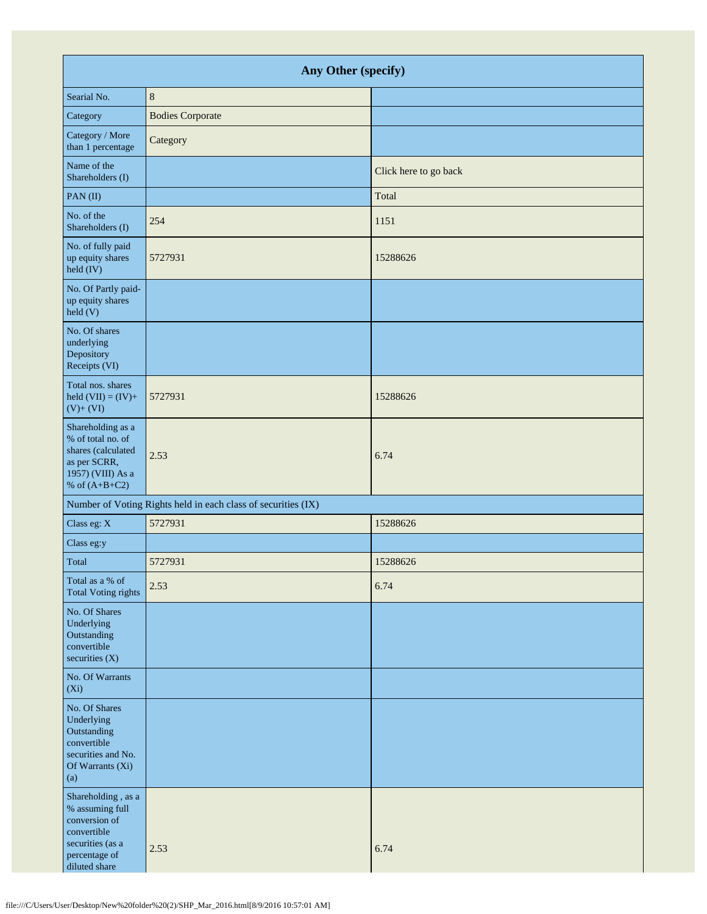| Any Other (specify) | | |
|---|---|---|
| Searial No. | 8 | |
| Category | Bodies Corporate | |
| Category / More than 1 percentage | Category | |
| Name of the Shareholders (I) | | Click here to go back |
| PAN (II) | | Total |
| No. of the Shareholders (I) | 254 | 1151 |
| No. of fully paid up equity shares held (IV) | 5727931 | 15288626 |
| No. Of Partly paid-up equity shares held (V) | | |
| No. Of shares underlying Depository Receipts (VI) | | |
| Total nos. shares held (VII) = (IV)+ (V)+ (VI) | 5727931 | 15288626 |
| Shareholding as a % of total no. of shares (calculated as per SCRR, 1957) (VIII) As a % of (A+B+C2) | 2.53 | 6.74 |
| Number of Voting Rights held in each class of securities (IX) | | |
| Class eg: X | 5727931 | 15288626 |
| Class eg:y | | |
| Total | 5727931 | 15288626 |
| Total as a % of Total Voting rights | 2.53 | 6.74 |
| No. Of Shares Underlying Outstanding convertible securities (X) | | |
| No. Of Warrants (Xi) | | |
| No. Of Shares Underlying Outstanding convertible securities and No. Of Warrants (Xi) (a) | | |
| Shareholding , as a % assuming full conversion of convertible securities (as a percentage of diluted share | 2.53 | 6.74 |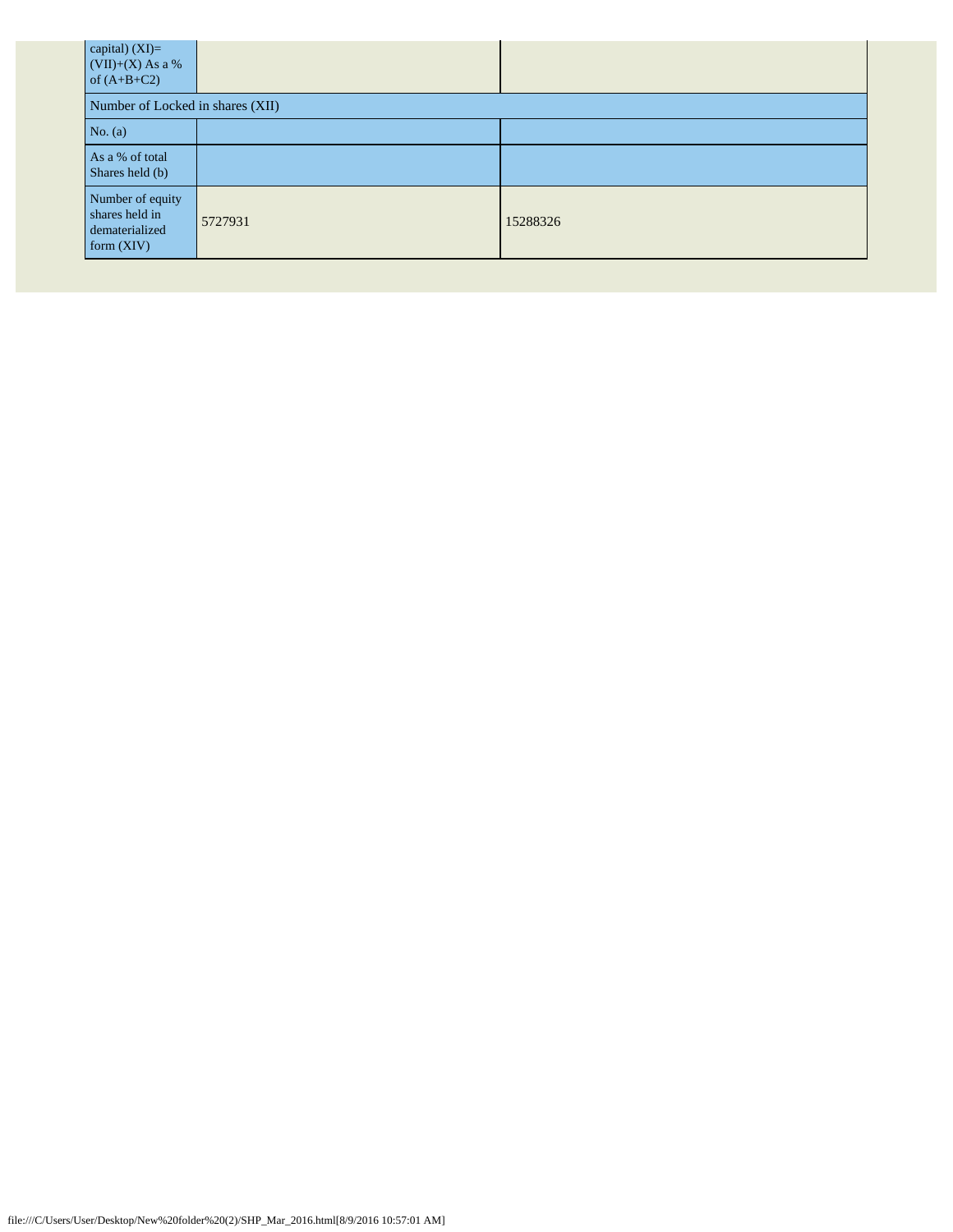| | | |
|---|---|---|
| capital) (XI)= (VII)+(X) As a % of (A+B+C2) | | |
| Number of Locked in shares (XII) | | |
| No. (a) | | |
| As a % of total Shares held (b) | | |
| Number of equity shares held in dematerialized form (XIV) | 5727931 | 15288326 |